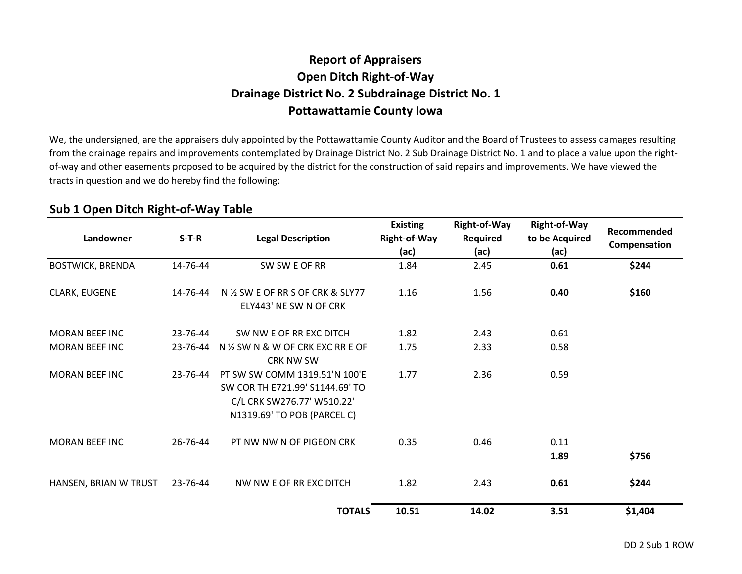# Report of Appraisers
# Open Ditch Right-of-Way
# Drainage District No. 2 Subdrainage District No. 1
# Pottawattamie County Iowa

We, the undersigned, are the appraisers duly appointed by the Pottawattamie County Auditor and the Board of Trustees to assess damages resulting from the drainage repairs and improvements contemplated by Drainage District No. 2 Sub Drainage District No. 1 and to place a value upon the right-of-way and other easements proposed to be acquired by the district for the construction of said repairs and improvements. We have viewed the tracts in question and we do hereby find the following:

## Sub 1 Open Ditch Right-of-Way Table

| Landowner | S-T-R | Legal Description | Existing Right-of-Way (ac) | Right-of-Way Required (ac) | Right-of-Way to be Acquired (ac) | Recommended Compensation |
|---|---|---|---|---|---|---|
| BOSTWICK, BRENDA | 14-76-44 | SW SW E OF RR | 1.84 | 2.45 | **0.61** | **$244** |
| CLARK, EUGENE | 14-76-44 | N ½ SW E OF RR S OF CRK & SLY77 ELY443' NE SW N OF CRK | 1.16 | 1.56 | **0.40** | **$160** |
| MORAN BEEF INC | 23-76-44 | SW NW E OF RR EXC DITCH | 1.82 | 2.43 | 0.61 | |
| MORAN BEEF INC | 23-76-44 | N ½ SW N & W OF CRK EXC RR E OF CRK NW SW | 1.75 | 2.33 | 0.58 | |
| MORAN BEEF INC | 23-76-44 | PT SW SW COMM 1319.51'N 100'E SW COR TH E721.99' S1144.69' TO C/L CRK SW276.77' W510.22' N1319.69' TO POB (PARCEL C) | 1.77 | 2.36 | 0.59 | |
| MORAN BEEF INC | 26-76-44 | PT NW NW N OF PIGEON CRK | 0.35 | 0.46 | 0.11 | |
| | | | | | **1.89** | **$756** |
| HANSEN, BRIAN W TRUST | 23-76-44 | NW NW E OF RR EXC DITCH | 1.82 | 2.43 | **0.61** | **$244** |
| | | **TOTALS** | **10.51** | **14.02** | **3.51** | **$1,404** |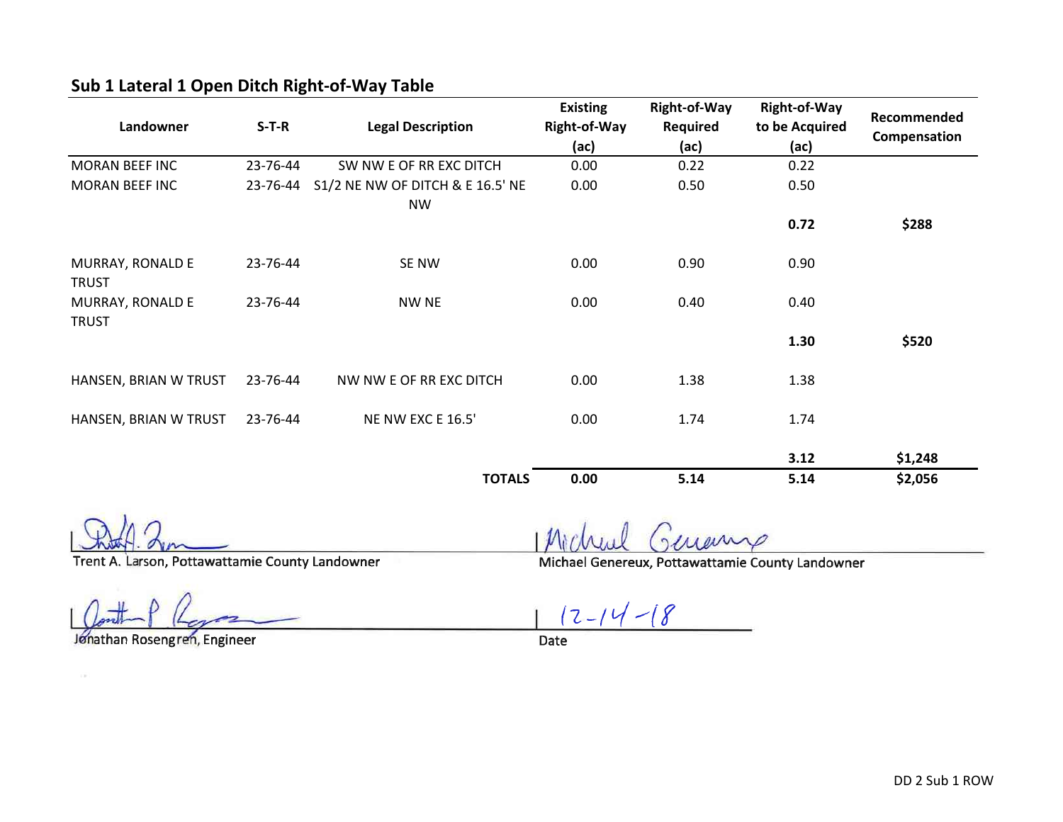## Sub 1 Lateral 1 Open Ditch Right-of-Way Table

| Landowner | S-T-R | Legal Description | Existing Right-of-Way (ac) | Right-of-Way Required (ac) | Right-of-Way to be Acquired (ac) | Recommended Compensation |
|---|---|---|---|---|---|---|
| MORAN BEEF INC | 23-76-44 | SW NW E OF RR EXC DITCH | 0.00 | 0.22 | 0.22 | |
| MORAN BEEF INC | 23-76-44 | S1/2 NE NW OF DITCH & E 16.5' NE NW | 0.00 | 0.50 | 0.50 | |
| | | | | | **0.72** | **$288** |
| MURRAY, RONALD E TRUST | 23-76-44 | SE NW | 0.00 | 0.90 | 0.90 | |
| MURRAY, RONALD E TRUST | 23-76-44 | NW NE | 0.00 | 0.40 | 0.40 | |
| | | | | | **1.30** | **$520** |
| HANSEN, BRIAN W TRUST | 23-76-44 | NW NW E OF RR EXC DITCH | 0.00 | 1.38 | 1.38 | |
| HANSEN, BRIAN W TRUST | 23-76-44 | NE NW EXC E 16.5' | 0.00 | 1.74 | 1.74 | |
| | | | | | **3.12** | **$1,248** |
| | | **TOTALS** | **0.00** | **5.14** | **5.14** | **$2,056** |

Trent A. Larson, Pottawattamie County Landowner

Michael Genereux, Pottawattamie County Landowner

Jonathan Rosengren, Engineer

12-14-18

Date

DD 2 Sub 1 ROW